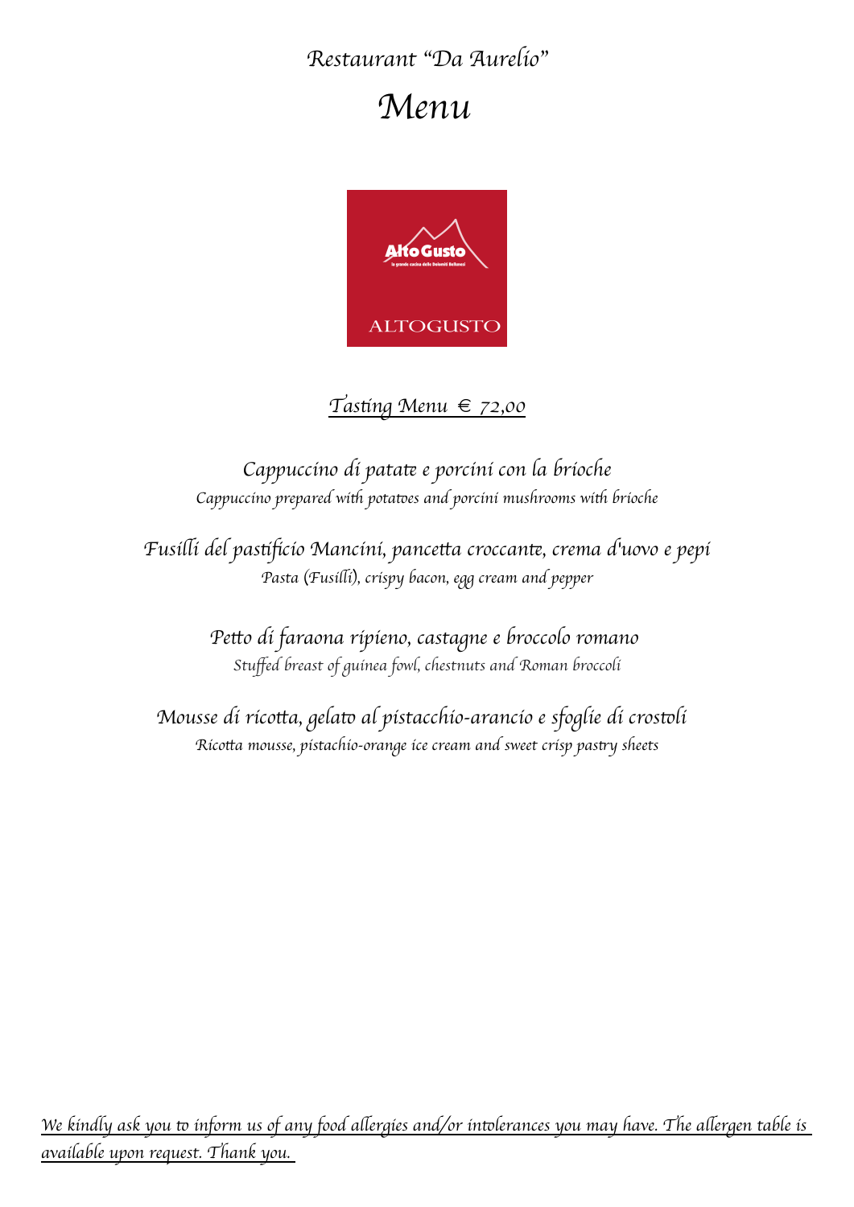*Restaurant "Da Aurelio"*

# *Menu*

AltoGusto
la grande cucina delle Dolomiti Bellunesi

ALTOGUSTO

## *Tasting Menu € 72,00*

*Cappuccino di patate e porcini con la brioche*
*Cappuccino prepared with potatoes and porcini mushrooms with brioche*

*Fusilli del pastificio Mancini, pancetta croccante, crema d'uovo e pepi*
*Pasta (Fusilli), crispy bacon, egg cream and pepper*

*Petto di faraona ripieno, castagne e broccolo romano*
*Stuffed breast of guinea fowl, chestnuts and Roman broccoli*

*Mousse di ricotta, gelato al pistacchio-arancio e sfoglie di crostoli*
*Ricotta mousse, pistachio-orange ice cream and sweet crisp pastry sheets*

*We kindly ask you to inform us of any food allergies and/or intolerances you may have. The allergen table is available upon request. Thank you.*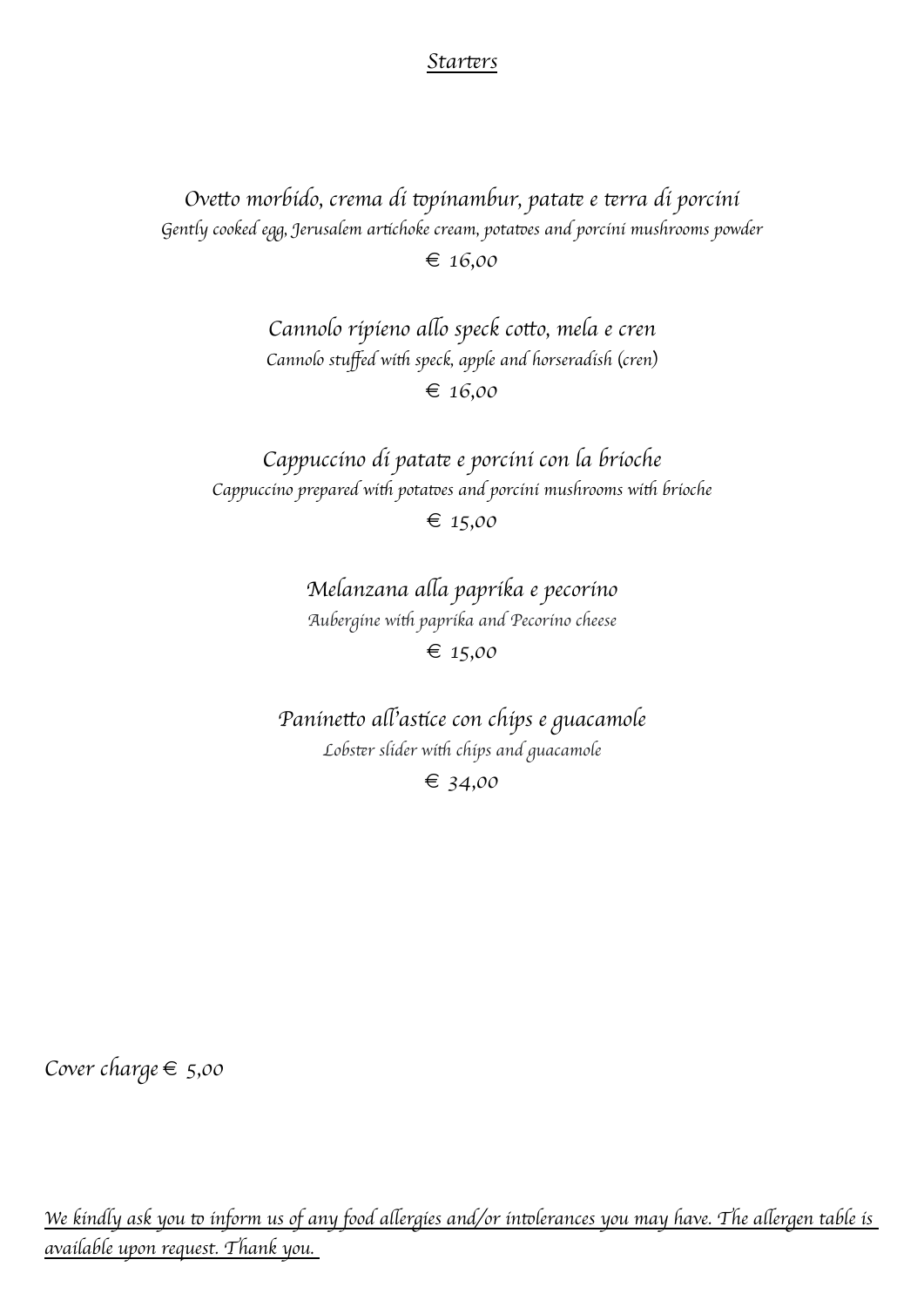## *Starters*

*Ovetto morbido, crema di topinambur, patate e terra di porcini*
*Gently cooked egg, Jerusalem artichoke cream, potatoes and porcini mushrooms powder*
*€ 16,00*

*Cannolo ripieno allo speck cotto, mela e cren*
*Cannolo stuffed with speck, apple and horseradish (cren)*
*€ 16,00*

*Cappuccino di patate e porcini con la brioche*
*Cappuccino prepared with potatoes and porcini mushrooms with brioche*
*€ 15,00*

*Melanzana alla paprika e pecorino*
*Aubergine with paprika and Pecorino cheese*
*€ 15,00*

*Paninetto all'astice con chips e guacamole*
*Lobster slider with chips and guacamole*
*€ 34,00*

*Cover charge € 5,00*

*We kindly ask you to inform us of any food allergies and/or intolerances you may have. The allergen table is available upon request. Thank you.*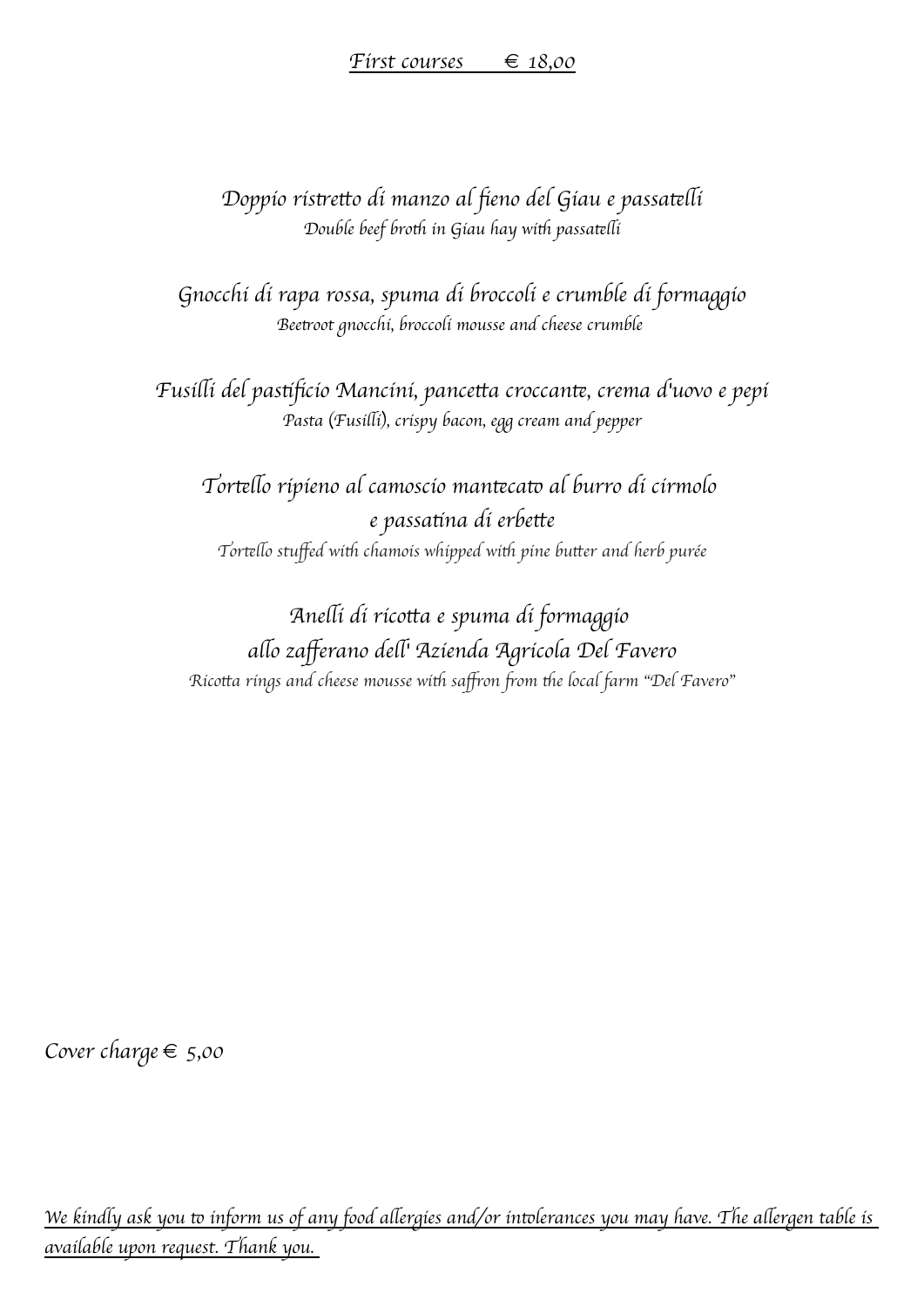## *First courses € 18,00*

*Doppio ristretto di manzo al fieno del Giau e passatelli*
*Double beef broth in Giau hay with passatelli*

*Gnocchi di rapa rossa, spuma di broccoli e crumble di formaggio*
*Beetroot gnocchi, broccoli mousse and cheese crumble*

*Fusilli del pastificio Mancini, pancetta croccante, crema d'uovo e pepi*
*Pasta (Fusilli), crispy bacon, egg cream and pepper*

*Tortello ripieno al camoscio mantecato al burro di cirmolo e passatina di erbette*
*Tortello stuffed with chamois whipped with pine butter and herb purée*

*Anelli di ricotta e spuma di formaggio allo zafferano dell' Azienda Agricola Del Favero*
*Ricotta rings and cheese mousse with saffron from the local farm "Del Favero"*

*Cover charge € 5,00*

*We kindly ask you to inform us of any food allergies and/or intolerances you may have. The allergen table is available upon request. Thank you.*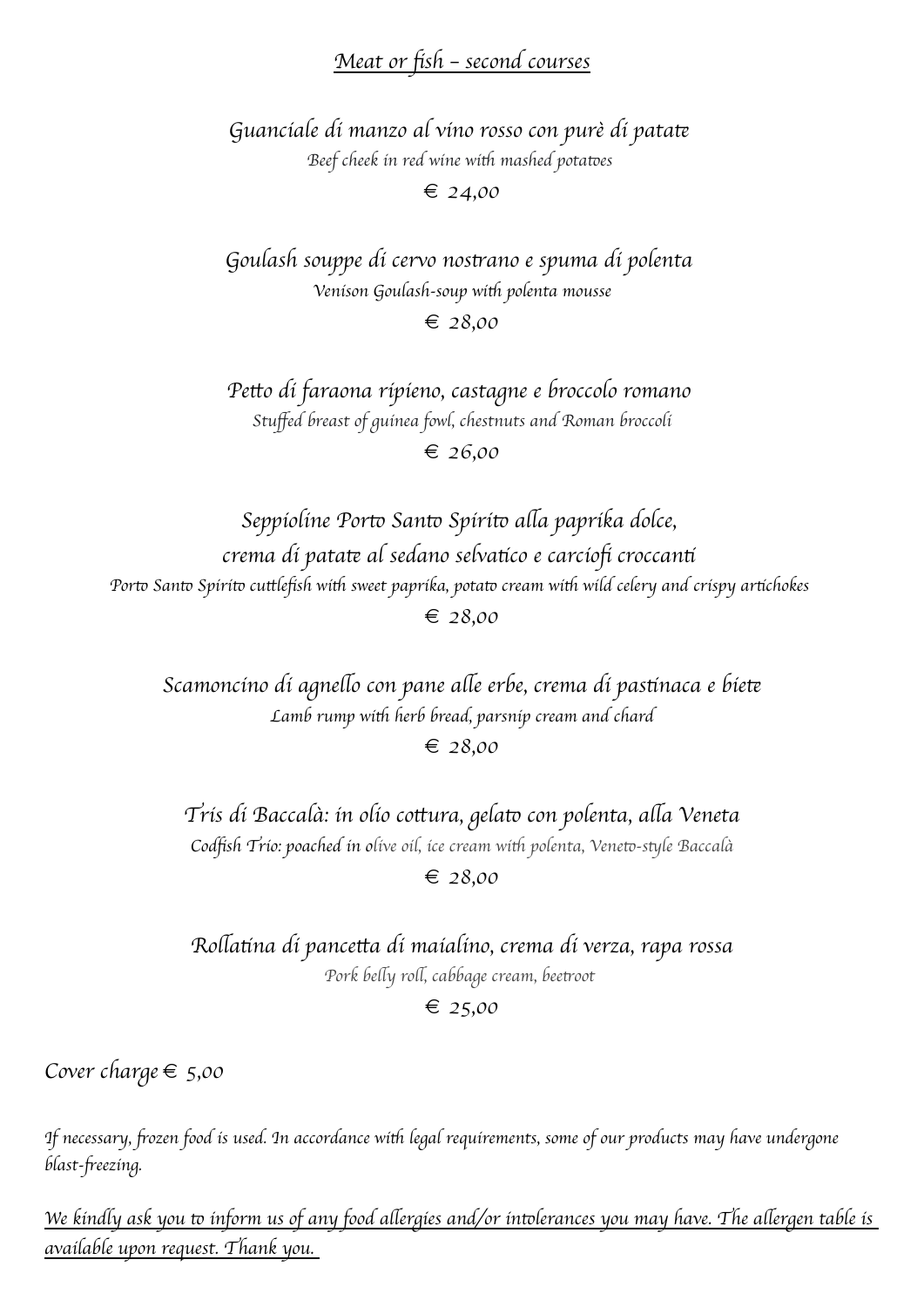## *Meat or fish – second courses*

*Guanciale di manzo al vino rosso con purè di patate*
*Beef cheek in red wine with mashed potatoes*
*€ 24,00*

*Goulash souppe di cervo nostrano e spuma di polenta*
*Venison Goulash-soup with polenta mousse*
*€ 28,00*

*Petto di faraona ripieno, castagne e broccolo romano*
*Stuffed breast of guinea fowl, chestnuts and Roman broccoli*
*€ 26,00*

*Seppioline Porto Santo Spirito alla paprika dolce,*
*crema di patate al sedano selvatico e carciofi croccanti*
*Porto Santo Spirito cuttlefish with sweet paprika, potato cream with wild celery and crispy artichokes*
*€ 28,00*

*Scamoncino di agnello con pane alle erbe, crema di pastinaca e biete*
*Lamb rump with herb bread, parsnip cream and chard*
*€ 28,00*

*Tris di Baccalà: in olio cottura, gelato con polenta, alla Veneta*
*Codfish Trio: poached in olive oil, ice cream with polenta, Veneto-style Baccalà*
*€ 28,00*

*Rollatina di pancetta di maialino, crema di verza, rapa rossa*
*Pork belly roll, cabbage cream, beetroot*
*€ 25,00*

*Cover charge € 5,00*

*If necessary, frozen food is used. In accordance with legal requirements, some of our products may have undergone blast-freezing.*

*We kindly ask you to inform us of any food allergies and/or intolerances you may have. The allergen table is available upon request. Thank you.*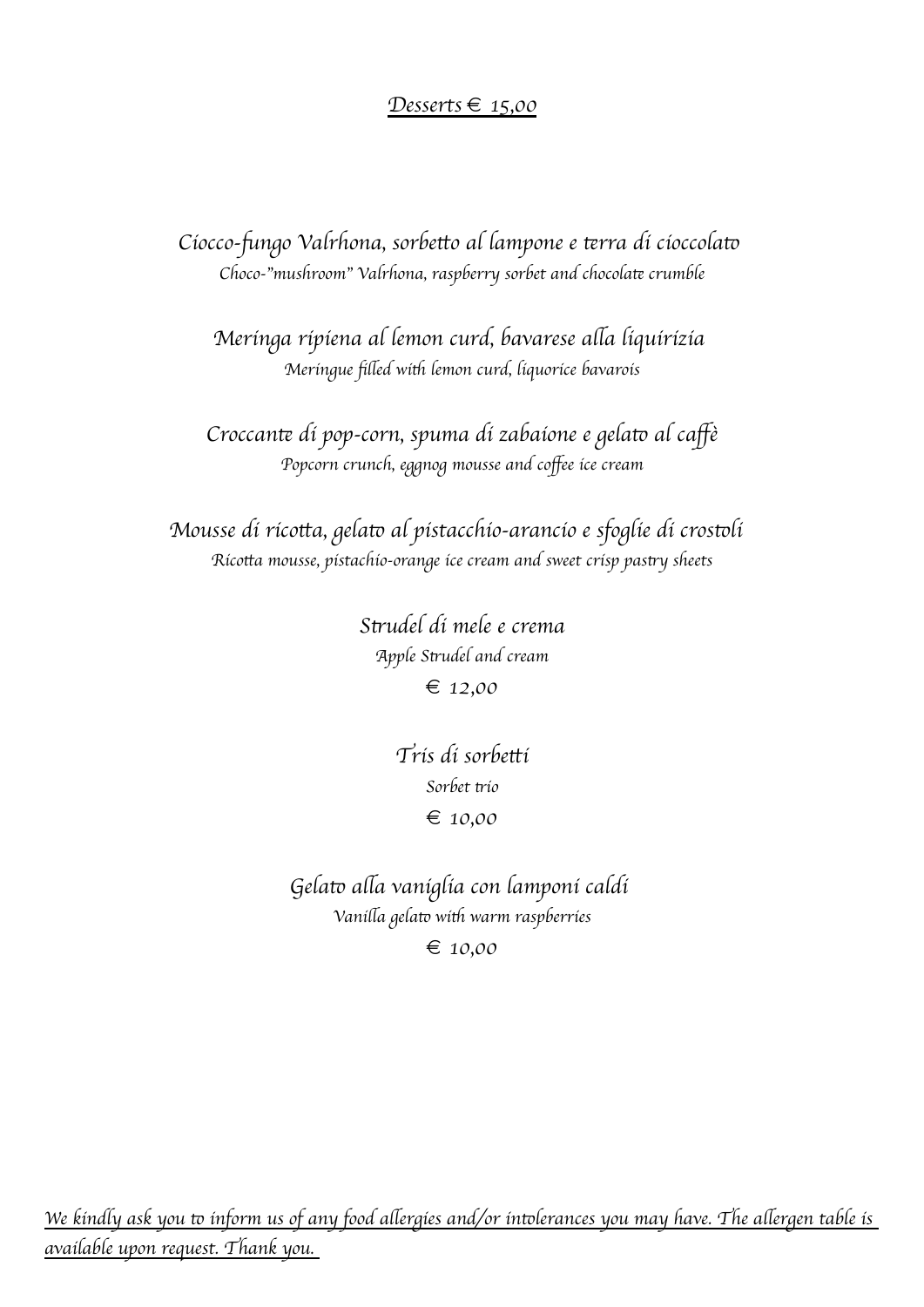## Desserts € 15,00

*Ciocco-fungo Valrhona, sorbetto al lampone e terra di cioccolato*
*Choco-"mushroom" Valrhona, raspberry sorbet and chocolate crumble*

*Meringa ripiena al lemon curd, bavarese alla liquirizia*
*Meringue filled with lemon curd, liquorice bavarois*

*Croccante di pop-corn, spuma di zabaione e gelato al caffè*
*Popcorn crunch, eggnog mousse and coffee ice cream*

*Mousse di ricotta, gelato al pistacchio-arancio e sfoglie di crostoli*
*Ricotta mousse, pistachio-orange ice cream and sweet crisp pastry sheets*

*Strudel di mele e crema*
*Apple Strudel and cream*
€ 12,00

*Tris di sorbetti*
*Sorbet trio*
€ 10,00

*Gelato alla vaniglia con lamponi caldi*
*Vanilla gelato with warm raspberries*
€ 10,00

*We kindly ask you to inform us of any food allergies and/or intolerances you may have. The allergen table is available upon request. Thank you.*